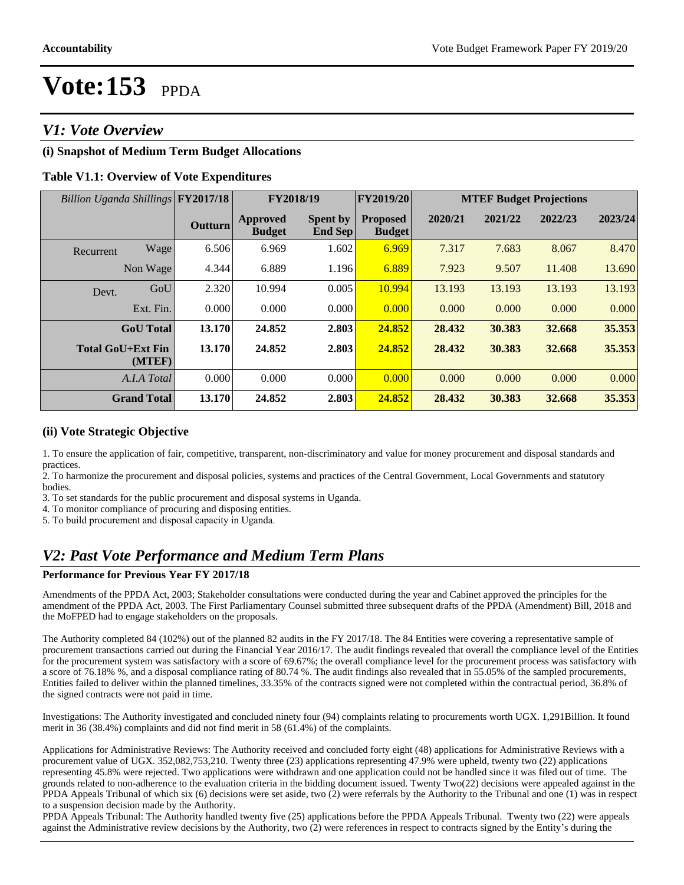# Vote:153 PPDA

## V1: Vote Overview

### (i) Snapshot of Medium Term Budget Allocations

**Table V1.1: Overview of Vote Expenditures**

| *Billion Uganda Shillings* | | FY2017/18 | FY2018/19 | | FY2019/20 | MTEF Budget Projections | | | |
|---|---|---|---|---|---|---|---|---|---|
| | | **Outturn** | **Approved Budget** | **Spent by End Sep** | **Proposed Budget** | **2020/21** | **2021/22** | **2022/23** | **2023/24** |
| Recurrent | Wage | 6.506 | 6.969 | 1.602 | 6.969 | 7.317 | 7.683 | 8.067 | 8.470 |
| | Non Wage | 4.344 | 6.889 | 1.196 | 6.889 | 7.923 | 9.507 | 11.408 | 13.690 |
| Devt. | GoU | 2.320 | 10.994 | 0.005 | 10.994 | 13.193 | 13.193 | 13.193 | 13.193 |
| | Ext. Fin. | 0.000 | 0.000 | 0.000 | 0.000 | 0.000 | 0.000 | 0.000 | 0.000 |
| | **GoU Total** | **13.170** | **24.852** | **2.803** | **24.852** | **28.432** | **30.383** | **32.668** | **35.353** |
| | **Total GoU+Ext Fin (MTEF)** | **13.170** | **24.852** | **2.803** | **24.852** | **28.432** | **30.383** | **32.668** | **35.353** |
| | *A.I.A Total* | 0.000 | 0.000 | 0.000 | 0.000 | 0.000 | 0.000 | 0.000 | 0.000 |
| | **Grand Total** | **13.170** | **24.852** | **2.803** | **24.852** | **28.432** | **30.383** | **32.668** | **35.353** |

### (ii) Vote Strategic Objective

1. To ensure the application of fair, competitive, transparent, non-discriminatory and value for money procurement and disposal standards and practices.
2. To harmonize the procurement and disposal policies, systems and practices of the Central Government, Local Governments and statutory bodies.
3. To set standards for the public procurement and disposal systems in Uganda.
4. To monitor compliance of procuring and disposing entities.
5. To build procurement and disposal capacity in Uganda.

## V2: Past Vote Performance and Medium Term Plans

**Performance for Previous Year FY 2017/18**

Amendments of the PPDA Act, 2003; Stakeholder consultations were conducted during the year and Cabinet approved the principles for the amendment of the PPDA Act, 2003. The First Parliamentary Counsel submitted three subsequent drafts of the PPDA (Amendment) Bill, 2018 and the MoFPED had to engage stakeholders on the proposals.

The Authority completed 84 (102%) out of the planned 82 audits in the FY 2017/18. The 84 Entities were covering a representative sample of procurement transactions carried out during the Financial Year 2016/17. The audit findings revealed that overall the compliance level of the Entities for the procurement system was satisfactory with a score of 69.67%; the overall compliance level for the procurement process was satisfactory with a score of 76.18% %, and a disposal compliance rating of 80.74 %. The audit findings also revealed that in 55.05% of the sampled procurements, Entities failed to deliver within the planned timelines, 33.35% of the contracts signed were not completed within the contractual period, 36.8% of the signed contracts were not paid in time.

Investigations: The Authority investigated and concluded ninety four (94) complaints relating to procurements worth UGX. 1,291Billion. It found merit in 36 (38.4%) complaints and did not find merit in 58 (61.4%) of the complaints.

Applications for Administrative Reviews: The Authority received and concluded forty eight (48) applications for Administrative Reviews with a procurement value of UGX. 352,082,753,210. Twenty three (23) applications representing 47.9% were upheld, twenty two (22) applications representing 45.8% were rejected. Two applications were withdrawn and one application could not be handled since it was filed out of time. The grounds related to non-adherence to the evaluation criteria in the bidding document issued. Twenty Two(22) decisions were appealed against in the PPDA Appeals Tribunal of which six (6) decisions were set aside, two (2) were referrals by the Authority to the Tribunal and one (1) was in respect to a suspension decision made by the Authority.

PPDA Appeals Tribunal: The Authority handled twenty five (25) applications before the PPDA Appeals Tribunal. Twenty two (22) were appeals against the Administrative review decisions by the Authority, two (2) were references in respect to contracts signed by the Entity's during the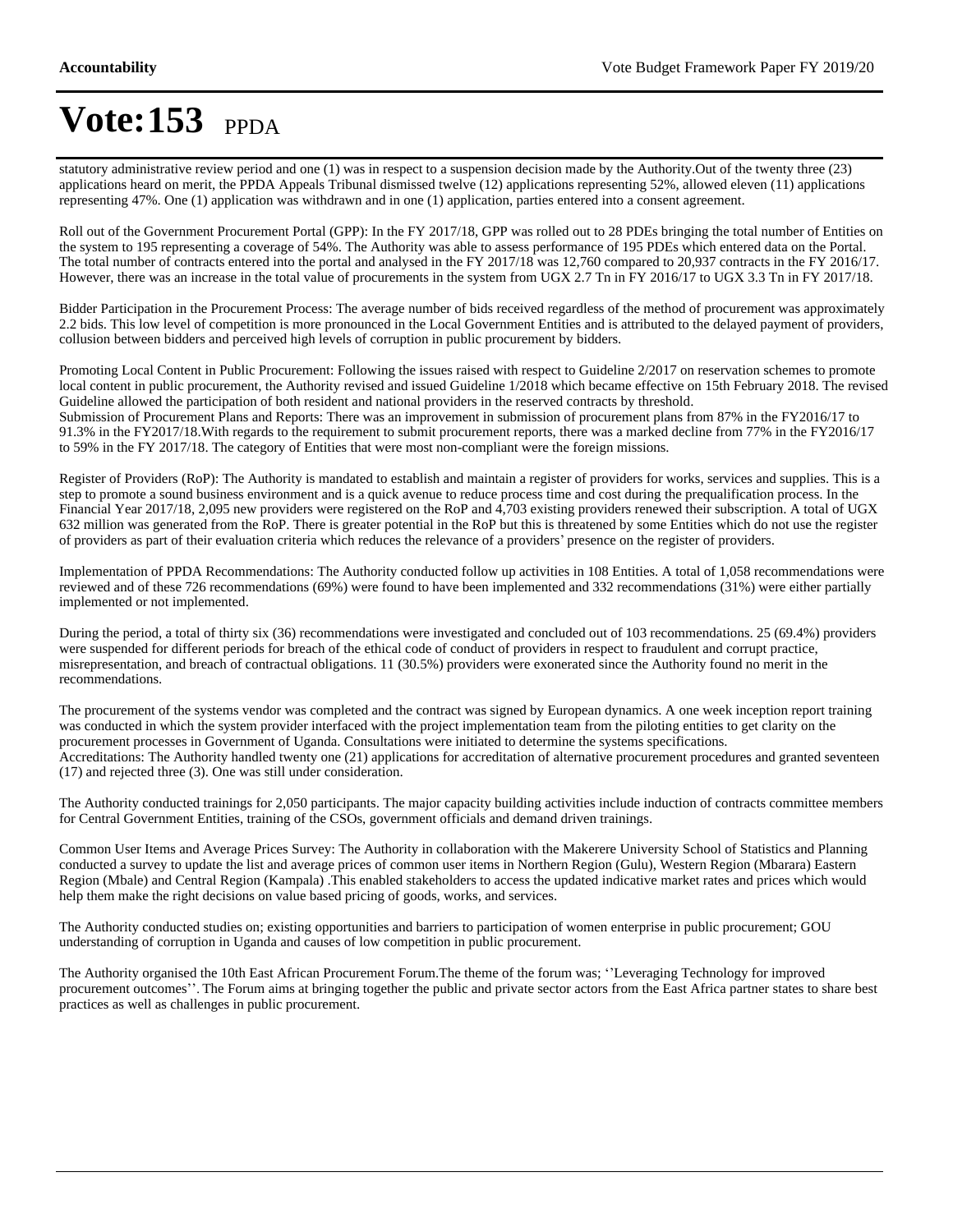statutory administrative review period and one (1) was in respect to a suspension decision made by the Authority.Out of the twenty three (23) applications heard on merit, the PPDA Appeals Tribunal dismissed twelve (12) applications representing 52%, allowed eleven (11) applications representing 47%. One (1) application was withdrawn and in one (1) application, parties entered into a consent agreement.

Roll out of the Government Procurement Portal (GPP): In the FY 2017/18, GPP was rolled out to 28 PDEs bringing the total number of Entities on the system to 195 representing a coverage of 54%. The Authority was able to assess performance of 195 PDEs which entered data on the Portal. The total number of contracts entered into the portal and analysed in the FY 2017/18 was 12,760 compared to 20,937 contracts in the FY 2016/17. However, there was an increase in the total value of procurements in the system from UGX 2.7 Tn in FY 2016/17 to UGX 3.3 Tn in FY 2017/18.

Bidder Participation in the Procurement Process: The average number of bids received regardless of the method of procurement was approximately 2.2 bids. This low level of competition is more pronounced in the Local Government Entities and is attributed to the delayed payment of providers, collusion between bidders and perceived high levels of corruption in public procurement by bidders.

Promoting Local Content in Public Procurement: Following the issues raised with respect to Guideline 2/2017 on reservation schemes to promote local content in public procurement, the Authority revised and issued Guideline 1/2018 which became effective on 15th February 2018. The revised Guideline allowed the participation of both resident and national providers in the reserved contracts by threshold.
Submission of Procurement Plans and Reports: There was an improvement in submission of procurement plans from 87% in the FY2016/17 to 91.3% in the FY2017/18.With regards to the requirement to submit procurement reports, there was a marked decline from 77% in the FY2016/17 to 59% in the FY 2017/18. The category of Entities that were most non-compliant were the foreign missions.

Register of Providers (RoP): The Authority is mandated to establish and maintain a register of providers for works, services and supplies. This is a step to promote a sound business environment and is a quick avenue to reduce process time and cost during the prequalification process. In the Financial Year 2017/18, 2,095 new providers were registered on the RoP and 4,703 existing providers renewed their subscription. A total of UGX 632 million was generated from the RoP. There is greater potential in the RoP but this is threatened by some Entities which do not use the register of providers as part of their evaluation criteria which reduces the relevance of a providers' presence on the register of providers.

Implementation of PPDA Recommendations: The Authority conducted follow up activities in 108 Entities. A total of 1,058 recommendations were reviewed and of these 726 recommendations (69%) were found to have been implemented and 332 recommendations (31%) were either partially implemented or not implemented.

During the period, a total of thirty six (36) recommendations were investigated and concluded out of 103 recommendations. 25 (69.4%) providers were suspended for different periods for breach of the ethical code of conduct of providers in respect to fraudulent and corrupt practice, misrepresentation, and breach of contractual obligations. 11 (30.5%) providers were exonerated since the Authority found no merit in the recommendations.

The procurement of the systems vendor was completed and the contract was signed by European dynamics. A one week inception report training was conducted in which the system provider interfaced with the project implementation team from the piloting entities to get clarity on the procurement processes in Government of Uganda. Consultations were initiated to determine the systems specifications.
Accreditations: The Authority handled twenty one (21) applications for accreditation of alternative procurement procedures and granted seventeen (17) and rejected three (3). One was still under consideration.

The Authority conducted trainings for 2,050 participants. The major capacity building activities include induction of contracts committee members for Central Government Entities, training of the CSOs, government officials and demand driven trainings.

Common User Items and Average Prices Survey: The Authority in collaboration with the Makerere University School of Statistics and Planning conducted a survey to update the list and average prices of common user items in Northern Region (Gulu), Western Region (Mbarara) Eastern Region (Mbale) and Central Region (Kampala) .This enabled stakeholders to access the updated indicative market rates and prices which would help them make the right decisions on value based pricing of goods, works, and services.

The Authority conducted studies on; existing opportunities and barriers to participation of women enterprise in public procurement; GOU understanding of corruption in Uganda and causes of low competition in public procurement.

The Authority organised the 10th East African Procurement Forum.The theme of the forum was; ''Leveraging Technology for improved procurement outcomes''. The Forum aims at bringing together the public and private sector actors from the East Africa partner states to share best practices as well as challenges in public procurement.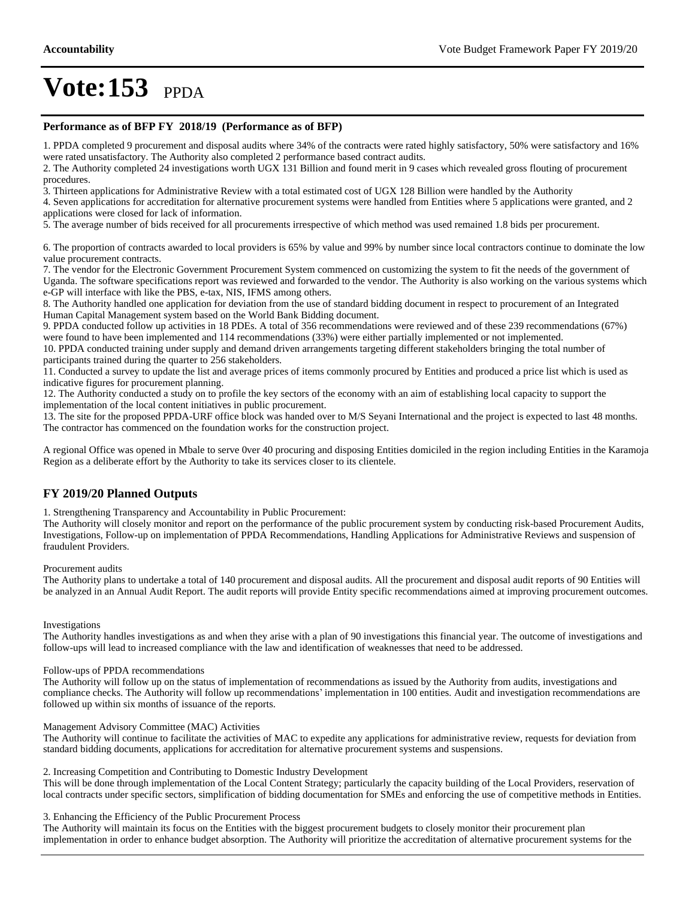# Vote:153 PPDA

### Performance as of BFP FY 2018/19 (Performance as of BFP)

1. PPDA completed 9 procurement and disposal audits where 34% of the contracts were rated highly satisfactory, 50% were satisfactory and 16% were rated unsatisfactory. The Authority also completed 2 performance based contract audits.
2. The Authority completed 24 investigations worth UGX 131 Billion and found merit in 9 cases which revealed gross flouting of procurement procedures.
3. Thirteen applications for Administrative Review with a total estimated cost of UGX 128 Billion were handled by the Authority
4. Seven applications for accreditation for alternative procurement systems were handled from Entities where 5 applications were granted, and 2 applications were closed for lack of information.
5. The average number of bids received for all procurements irrespective of which method was used remained 1.8 bids per procurement.

6. The proportion of contracts awarded to local providers is 65% by value and 99% by number since local contractors continue to dominate the low value procurement contracts.
7. The vendor for the Electronic Government Procurement System commenced on customizing the system to fit the needs of the government of Uganda. The software specifications report was reviewed and forwarded to the vendor. The Authority is also working on the various systems which e-GP will interface with like the PBS, e-tax, NIS, IFMS among others.
8. The Authority handled one application for deviation from the use of standard bidding document in respect to procurement of an Integrated Human Capital Management system based on the World Bank Bidding document.
9. PPDA conducted follow up activities in 18 PDEs. A total of 356 recommendations were reviewed and of these 239 recommendations (67%) were found to have been implemented and 114 recommendations (33%) were either partially implemented or not implemented.
10. PPDA conducted training under supply and demand driven arrangements targeting different stakeholders bringing the total number of participants trained during the quarter to 256 stakeholders.
11. Conducted a survey to update the list and average prices of items commonly procured by Entities and produced a price list which is used as indicative figures for procurement planning.
12. The Authority conducted a study on to profile the key sectors of the economy with an aim of establishing local capacity to support the implementation of the local content initiatives in public procurement.
13. The site for the proposed PPDA-URF office block was handed over to M/S Seyani International and the project is expected to last 48 months. The contractor has commenced on the foundation works for the construction project.

A regional Office was opened in Mbale to serve 0ver 40 procuring and disposing Entities domiciled in the region including Entities in the Karamoja Region as a deliberate effort by the Authority to take its services closer to its clientele.

## FY 2019/20 Planned Outputs

1. Strengthening Transparency and Accountability in Public Procurement:
The Authority will closely monitor and report on the performance of the public procurement system by conducting risk-based Procurement Audits, Investigations, Follow-up on implementation of PPDA Recommendations, Handling Applications for Administrative Reviews and suspension of fraudulent Providers.

Procurement audits
The Authority plans to undertake a total of 140 procurement and disposal audits. All the procurement and disposal audit reports of 90 Entities will be analyzed in an Annual Audit Report. The audit reports will provide Entity specific recommendations aimed at improving procurement outcomes.

Investigations
The Authority handles investigations as and when they arise with a plan of 90 investigations this financial year. The outcome of investigations and follow-ups will lead to increased compliance with the law and identification of weaknesses that need to be addressed.

Follow-ups of PPDA recommendations
The Authority will follow up on the status of implementation of recommendations as issued by the Authority from audits, investigations and compliance checks. The Authority will follow up recommendations' implementation in 100 entities. Audit and investigation recommendations are followed up within six months of issuance of the reports.

Management Advisory Committee (MAC) Activities
The Authority will continue to facilitate the activities of MAC to expedite any applications for administrative review, requests for deviation from standard bidding documents, applications for accreditation for alternative procurement systems and suspensions.

2. Increasing Competition and Contributing to Domestic Industry Development
This will be done through implementation of the Local Content Strategy; particularly the capacity building of the Local Providers, reservation of local contracts under specific sectors, simplification of bidding documentation for SMEs and enforcing the use of competitive methods in Entities.

3. Enhancing the Efficiency of the Public Procurement Process
The Authority will maintain its focus on the Entities with the biggest procurement budgets to closely monitor their procurement plan implementation in order to enhance budget absorption. The Authority will prioritize the accreditation of alternative procurement systems for the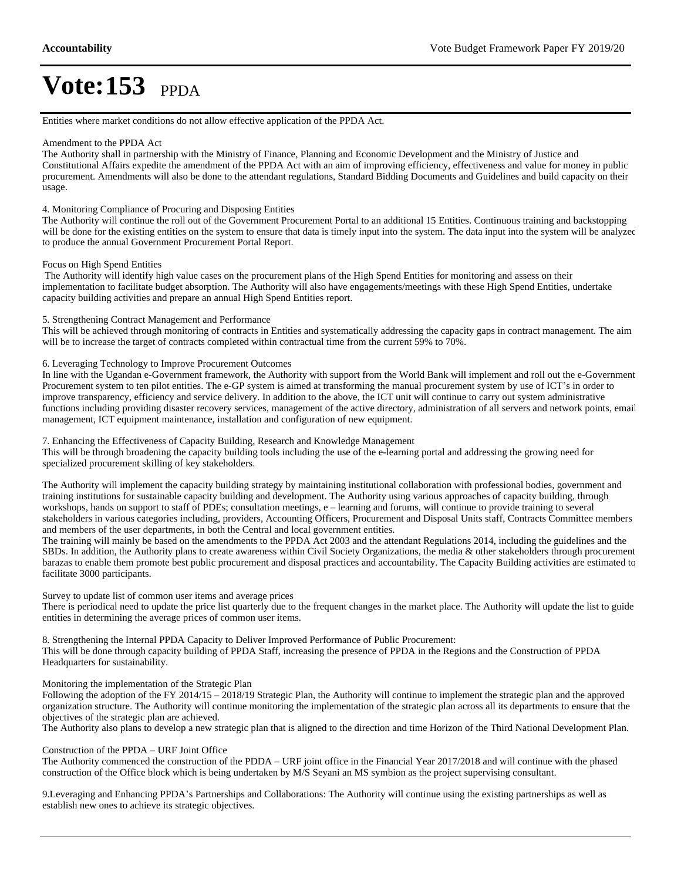# Vote:153 PPDA

Entities where market conditions do not allow effective application of the PPDA Act.

Amendment to the PPDA Act

The Authority shall in partnership with the Ministry of Finance, Planning and Economic Development and the Ministry of Justice and Constitutional Affairs expedite the amendment of the PPDA Act with an aim of improving efficiency, effectiveness and value for money in public procurement. Amendments will also be done to the attendant regulations, Standard Bidding Documents and Guidelines and build capacity on their usage.

4. Monitoring Compliance of Procuring and Disposing Entities

The Authority will continue the roll out of the Government Procurement Portal to an additional 15 Entities. Continuous training and backstopping will be done for the existing entities on the system to ensure that data is timely input into the system. The data input into the system will be analyzed to produce the annual Government Procurement Portal Report.

Focus on High Spend Entities

The Authority will identify high value cases on the procurement plans of the High Spend Entities for monitoring and assess on their implementation to facilitate budget absorption. The Authority will also have engagements/meetings with these High Spend Entities, undertake capacity building activities and prepare an annual High Spend Entities report.

5. Strengthening Contract Management and Performance

This will be achieved through monitoring of contracts in Entities and systematically addressing the capacity gaps in contract management. The aim will be to increase the target of contracts completed within contractual time from the current 59% to 70%.

6. Leveraging Technology to Improve Procurement Outcomes

In line with the Ugandan e-Government framework, the Authority with support from the World Bank will implement and roll out the e-Government Procurement system to ten pilot entities. The e-GP system is aimed at transforming the manual procurement system by use of ICT's in order to improve transparency, efficiency and service delivery. In addition to the above, the ICT unit will continue to carry out system administrative functions including providing disaster recovery services, management of the active directory, administration of all servers and network points, email management, ICT equipment maintenance, installation and configuration of new equipment.

7. Enhancing the Effectiveness of Capacity Building, Research and Knowledge Management

This will be through broadening the capacity building tools including the use of the e-learning portal and addressing the growing need for specialized procurement skilling of key stakeholders.

The Authority will implement the capacity building strategy by maintaining institutional collaboration with professional bodies, government and training institutions for sustainable capacity building and development. The Authority using various approaches of capacity building, through workshops, hands on support to staff of PDEs; consultation meetings, e – learning and forums, will continue to provide training to several stakeholders in various categories including, providers, Accounting Officers, Procurement and Disposal Units staff, Contracts Committee members and members of the user departments, in both the Central and local government entities.

The training will mainly be based on the amendments to the PPDA Act 2003 and the attendant Regulations 2014, including the guidelines and the SBDs. In addition, the Authority plans to create awareness within Civil Society Organizations, the media & other stakeholders through procurement barazas to enable them promote best public procurement and disposal practices and accountability. The Capacity Building activities are estimated to facilitate 3000 participants.

Survey to update list of common user items and average prices

There is periodical need to update the price list quarterly due to the frequent changes in the market place. The Authority will update the list to guide entities in determining the average prices of common user items.

8. Strengthening the Internal PPDA Capacity to Deliver Improved Performance of Public Procurement:

This will be done through capacity building of PPDA Staff, increasing the presence of PPDA in the Regions and the Construction of PPDA Headquarters for sustainability.

Monitoring the implementation of the Strategic Plan

Following the adoption of the FY 2014/15 – 2018/19 Strategic Plan, the Authority will continue to implement the strategic plan and the approved organization structure. The Authority will continue monitoring the implementation of the strategic plan across all its departments to ensure that the objectives of the strategic plan are achieved.

The Authority also plans to develop a new strategic plan that is aligned to the direction and time Horizon of the Third National Development Plan.

Construction of the PPDA – URF Joint Office

The Authority commenced the construction of the PDDA – URF joint office in the Financial Year 2017/2018 and will continue with the phased construction of the Office block which is being undertaken by M/S Seyani an MS symbion as the project supervising consultant.

9.Leveraging and Enhancing PPDA's Partnerships and Collaborations: The Authority will continue using the existing partnerships as well as establish new ones to achieve its strategic objectives.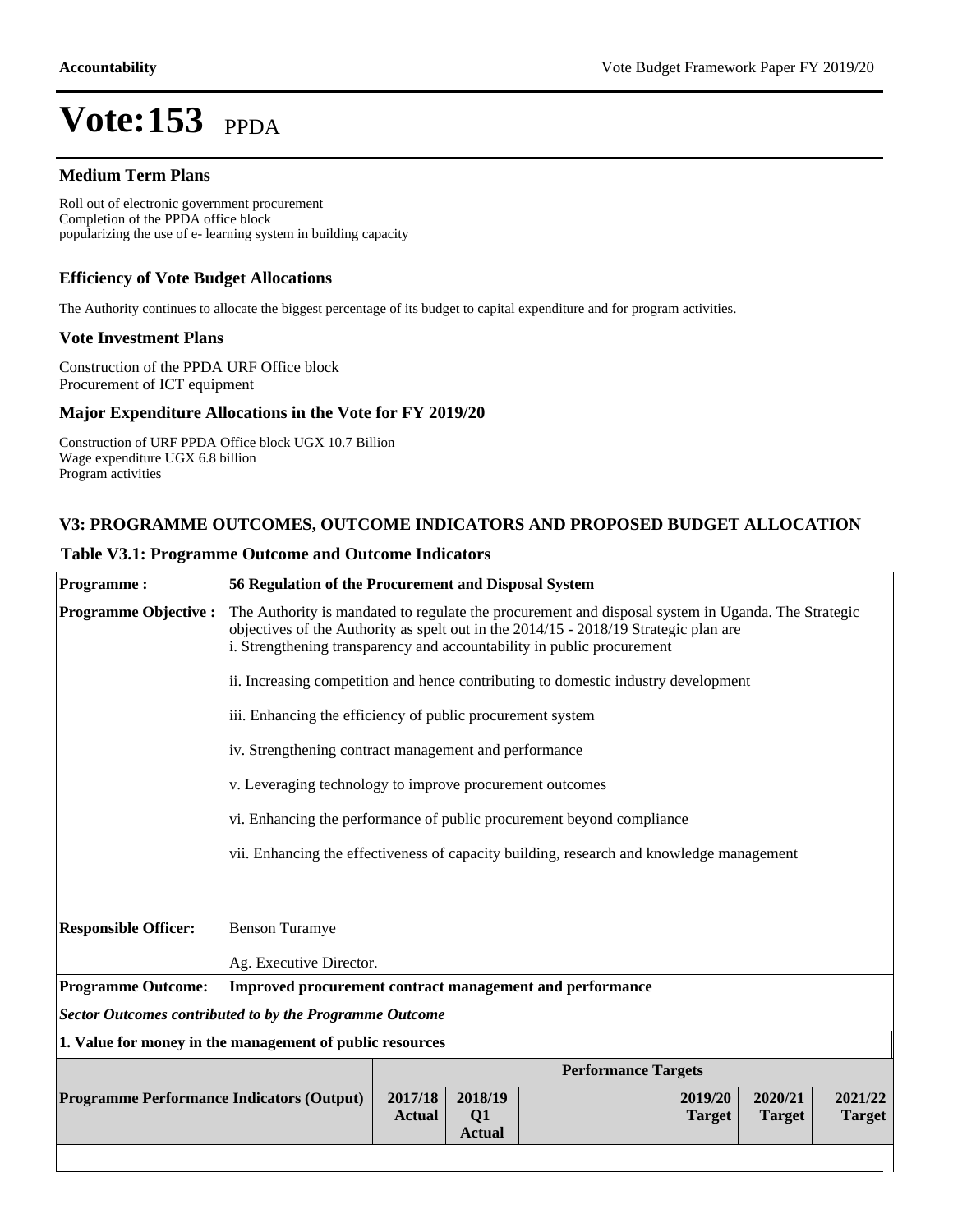# Vote:153 PPDA

### Medium Term Plans

Roll out of electronic government procurement
Completion of the PPDA office block
popularizing the use of e- learning system in building capacity

### Efficiency of Vote Budget Allocations

The Authority continues to allocate the biggest percentage of its budget to capital expenditure and for program activities.

### Vote Investment Plans

Construction of the PPDA URF Office block
Procurement of ICT equipment

### Major Expenditure Allocations in the Vote for FY 2019/20

Construction of URF PPDA Office block UGX 10.7 Billion
Wage expenditure UGX 6.8 billion
Program activities

## V3: PROGRAMME OUTCOMES, OUTCOME INDICATORS AND PROPOSED BUDGET ALLOCATION

### Table V3.1: Programme Outcome and Outcome Indicators

| | |
|---|---|
| **Programme :** | **56 Regulation of the Procurement and Disposal System** |
| **Programme Objective :** | The Authority is mandated to regulate the procurement and disposal system in Uganda. The Strategic objectives of the Authority as spelt out in the 2014/15 - 2018/19 Strategic plan are<br>i. Strengthening transparency and accountability in public procurement<br><br>ii. Increasing competition and hence contributing to domestic industry development<br><br>iii. Enhancing the efficiency of public procurement system<br><br>iv. Strengthening contract management and performance<br><br>v. Leveraging technology to improve procurement outcomes<br><br>vi. Enhancing the performance of public procurement beyond compliance<br><br>vii. Enhancing the effectiveness of capacity building, research and knowledge management |
| **Responsible Officer:** | Benson Turamye<br><br>Ag. Executive Director. |
| **Programme Outcome:** | **Improved procurement contract management and performance** |

***Sector Outcomes contributed to by the Programme Outcome***

**1. Value for money in the management of public resources**

| | Performance Targets | | | | | | |
|---|---|---|---|---|---|---|---|
| **Programme Performance Indicators (Output)** | **2017/18 Actual** | **2018/19 Q1 Actual** | | | **2019/20 Target** | **2020/21 Target** | **2021/22 Target** |
| | | | | | | | |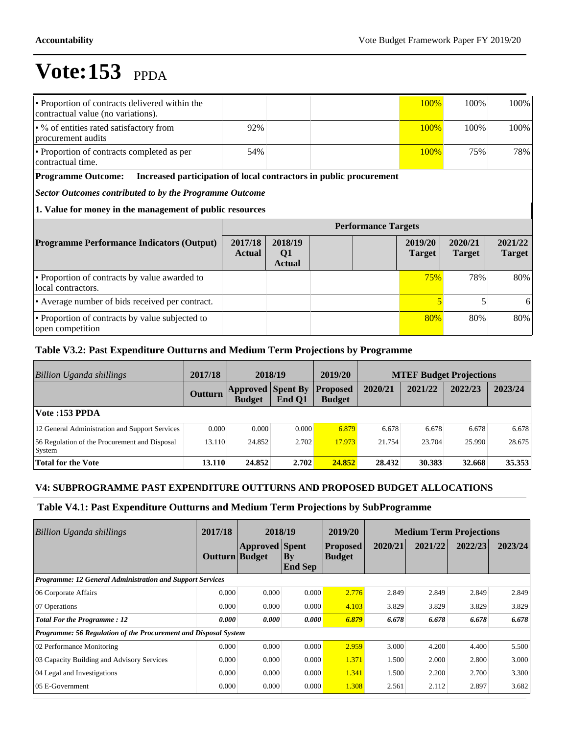# Vote:153 PPDA

| | | | | | 2019/20 | 2020/21 | 2021/22 |
|---|---|---|---|---|---|---|---|
| • Proportion of contracts delivered within the contractual value (no variations). | | | | | 100% | 100% | 100% |
| • % of entities rated satisfactory from procurement audits | 92% | | | | 100% | 100% | 100% |
| • Proportion of contracts completed as per contractual time. | 54% | | | | 100% | 75% | 78% |

**Programme Outcome:** **Increased participation of local contractors in public procurement**

***Sector Outcomes contributed to by the Programme Outcome***

**1. Value for money in the management of public resources**

| | Performance Targets | | | | | | |
|---|---|---|---|---|---|---|---|
| **Programme Performance Indicators (Output)** | **2017/18 Actual** | **2018/19 Q1 Actual** | | | **2019/20 Target** | **2020/21 Target** | **2021/22 Target** |
| • Proportion of contracts by value awarded to local contractors. | | | | | 75% | 78% | 80% |
| • Average number of bids received per contract. | | | | | 5 | 5 | 6 |
| • Proportion of contracts by value subjected to open competition | | | | | 80% | 80% | 80% |

## Table V3.2: Past Expenditure Outturns and Medium Term Projections by Programme

| *Billion Uganda shillings* | 2017/18 | 2018/19 | | 2019/20 | MTEF Budget Projections | | | |
|---|---|---|---|---|---|---|---|---|
| | **Outturn** | **Approved Budget** | **Spent By End Q1** | **Proposed Budget** | **2020/21** | **2021/22** | **2022/23** | **2023/24** |
| **Vote :153 PPDA** | | | | | | | | |
| 12 General Administration and Support Services | 0.000 | 0.000 | 0.000 | 6.879 | 6.678 | 6.678 | 6.678 | 6.678 |
| 56 Regulation of the Procurement and Disposal System | 13.110 | 24.852 | 2.702 | 17.973 | 21.754 | 23.704 | 25.990 | 28.675 |
| **Total for the Vote** | **13.110** | **24.852** | **2.702** | **24.852** | **28.432** | **30.383** | **32.668** | **35.353** |

## V4: SUBPROGRAMME PAST EXPENDITURE OUTTURNS AND PROPOSED BUDGET ALLOCATIONS

## Table V4.1: Past Expenditure Outturns and Medium Term Projections by SubProgramme

| *Billion Uganda shillings* | 2017/18 | 2018/19 | | 2019/20 | Medium Term Projections | | | |
|---|---|---|---|---|---|---|---|---|
| | **Outturn** | **Approved Budget** | **Spent By End Sep** | **Proposed Budget** | **2020/21** | **2021/22** | **2022/23** | **2023/24** |
| ***Programme: 12 General Administration and Support Services*** | | | | | | | | |
| 06 Corporate Affairs | 0.000 | 0.000 | 0.000 | 2.776 | 2.849 | 2.849 | 2.849 | 2.849 |
| 07 Operations | 0.000 | 0.000 | 0.000 | 4.103 | 3.829 | 3.829 | 3.829 | 3.829 |
| ***Total For the Programme : 12*** | ***0.000*** | ***0.000*** | ***0.000*** | ***6.879*** | ***6.678*** | ***6.678*** | ***6.678*** | ***6.678*** |
| ***Programme: 56 Regulation of the Procurement and Disposal System*** | | | | | | | | |
| 02 Performance Monitoring | 0.000 | 0.000 | 0.000 | 2.959 | 3.000 | 4.200 | 4.400 | 5.500 |
| 03 Capacity Building and Advisory Services | 0.000 | 0.000 | 0.000 | 1.371 | 1.500 | 2.000 | 2.800 | 3.000 |
| 04 Legal and Investigations | 0.000 | 0.000 | 0.000 | 1.341 | 1.500 | 2.200 | 2.700 | 3.300 |
| 05 E-Government | 0.000 | 0.000 | 0.000 | 1.308 | 2.561 | 2.112 | 2.897 | 3.682 |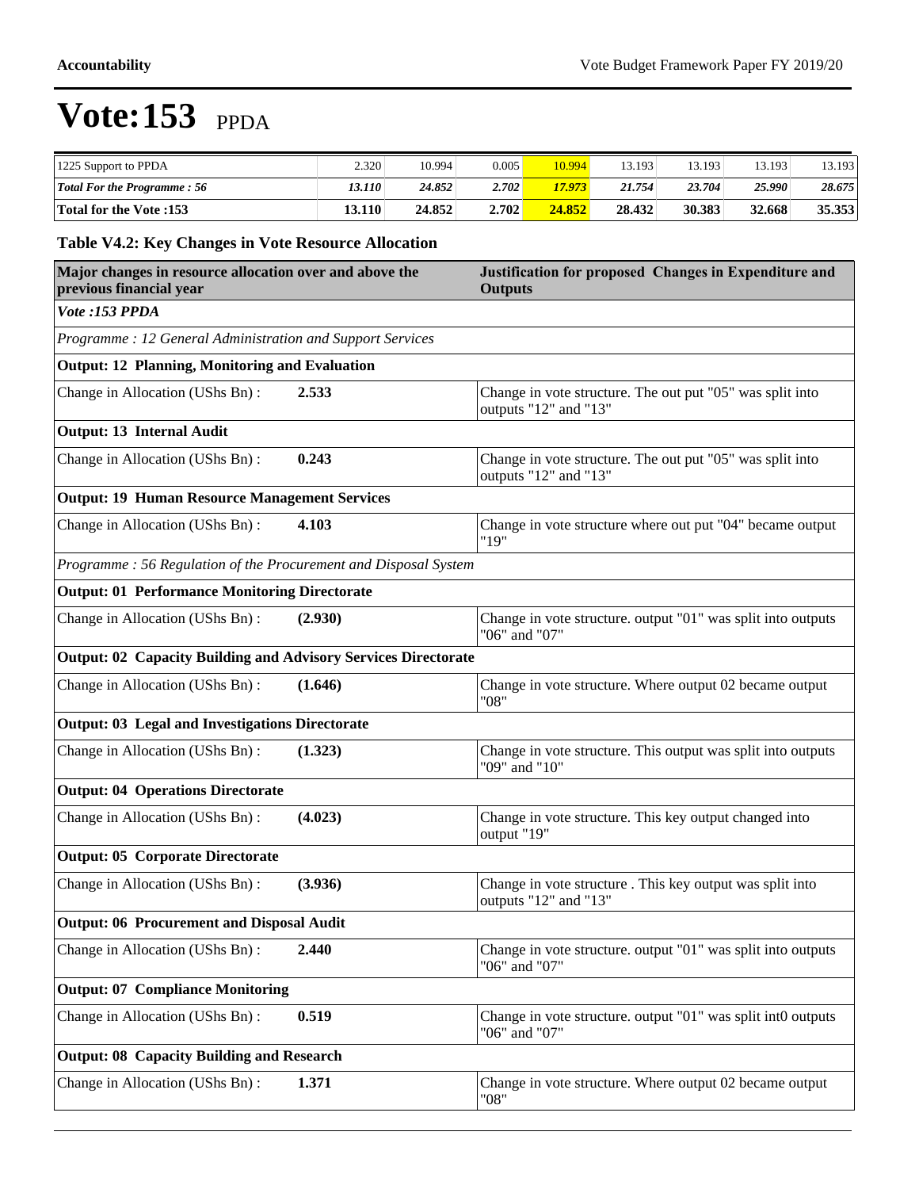# Vote:153 PPDA

| | | | | | | | | |
|---|---|---|---|---|---|---|---|---|
| 1225 Support to PPDA | 2.320 | 10.994 | 0.005 | 10.994 | 13.193 | 13.193 | 13.193 | 13.193 |
| ***Total For the Programme : 56*** | ***13.110*** | ***24.852*** | ***2.702*** | ***17.973*** | ***21.754*** | ***23.704*** | ***25.990*** | ***28.675*** |
| **Total for the Vote :153** | **13.110** | **24.852** | **2.702** | **24.852** | **28.432** | **30.383** | **32.668** | **35.353** |

### Table V4.2: Key Changes in Vote Resource Allocation

| Major changes in resource allocation over and above the previous financial year | | Justification for proposed Changes in Expenditure and Outputs |
|---|---|---|
| *Vote :153 PPDA* | | |
| *Programme : 12 General Administration and Support Services* | | |
| **Output: 12 Planning, Monitoring and Evaluation** | | |
| Change in Allocation (UShs Bn) : | **2.533** | Change in vote structure. The out put "05" was split into outputs "12" and "13" |
| **Output: 13 Internal Audit** | | |
| Change in Allocation (UShs Bn) : | **0.243** | Change in vote structure. The out put "05" was split into outputs "12" and "13" |
| **Output: 19 Human Resource Management Services** | | |
| Change in Allocation (UShs Bn) : | **4.103** | Change in vote structure where out put "04" became output "19" |
| *Programme : 56 Regulation of the Procurement and Disposal System* | | |
| **Output: 01 Performance Monitoring Directorate** | | |
| Change in Allocation (UShs Bn) : | **(2.930)** | Change in vote structure. output "01" was split into outputs "06" and "07" |
| **Output: 02 Capacity Building and Advisory Services Directorate** | | |
| Change in Allocation (UShs Bn) : | **(1.646)** | Change in vote structure. Where output 02 became output "08" |
| **Output: 03 Legal and Investigations Directorate** | | |
| Change in Allocation (UShs Bn) : | **(1.323)** | Change in vote structure. This output was split into outputs "09" and "10" |
| **Output: 04 Operations Directorate** | | |
| Change in Allocation (UShs Bn) : | **(4.023)** | Change in vote structure. This key output changed into output "19" |
| **Output: 05 Corporate Directorate** | | |
| Change in Allocation (UShs Bn) : | **(3.936)** | Change in vote structure . This key output was split into outputs "12" and "13" |
| **Output: 06 Procurement and Disposal Audit** | | |
| Change in Allocation (UShs Bn) : | **2.440** | Change in vote structure. output "01" was split into outputs "06" and "07" |
| **Output: 07 Compliance Monitoring** | | |
| Change in Allocation (UShs Bn) : | **0.519** | Change in vote structure. output "01" was split int0 outputs "06" and "07" |
| **Output: 08 Capacity Building and Research** | | |
| Change in Allocation (UShs Bn) : | **1.371** | Change in vote structure. Where output 02 became output "08" |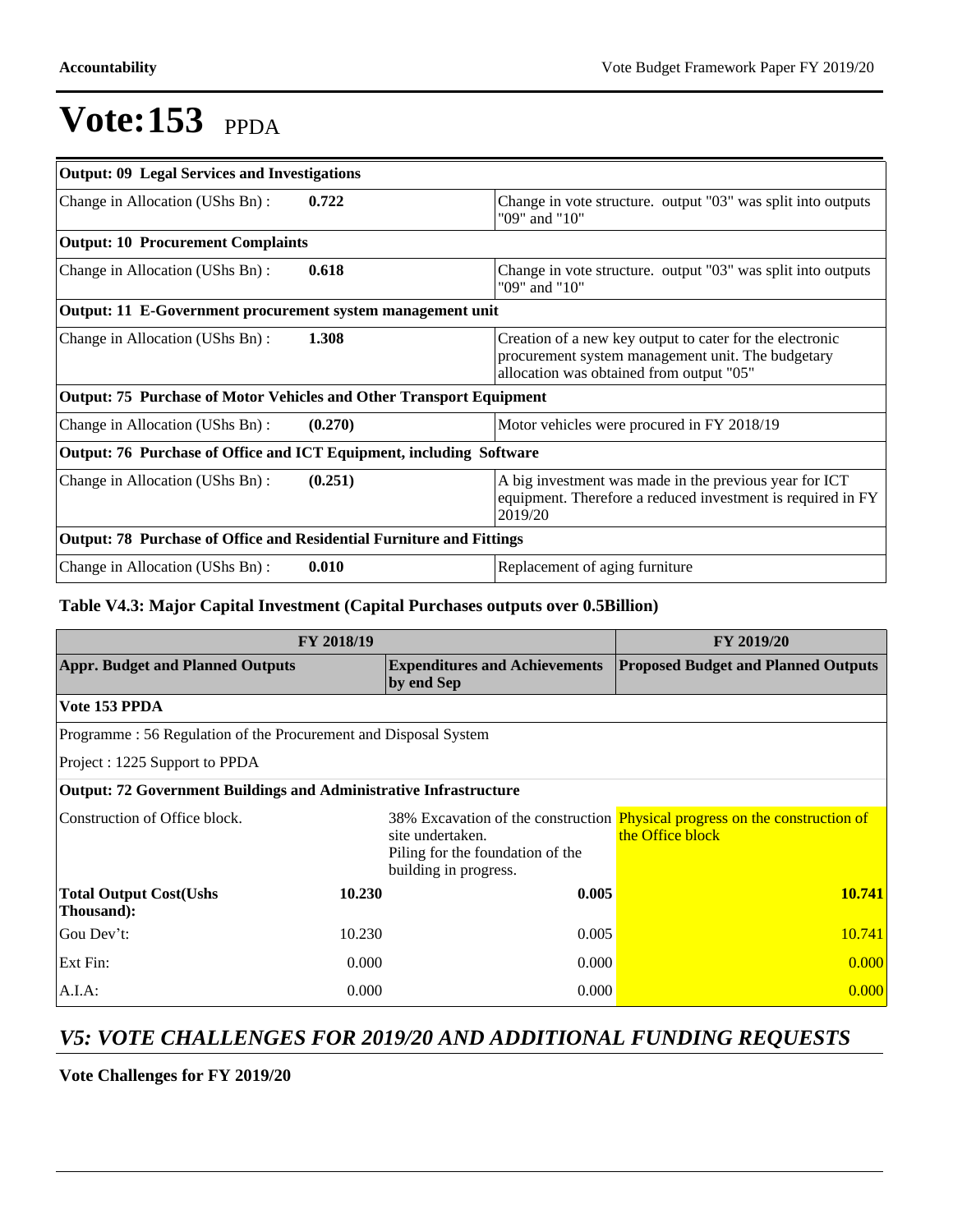# Vote:153 PPDA

| Output: 09 Legal Services and Investigations | | |
|---|---|---|
| Change in Allocation (UShs Bn) : | **0.722** | Change in vote structure. output "03" was split into outputs "09" and "10" |
| **Output: 10 Procurement Complaints** | | |
| Change in Allocation (UShs Bn) : | **0.618** | Change in vote structure. output "03" was split into outputs "09" and "10" |
| **Output: 11 E-Government procurement system management unit** | | |
| Change in Allocation (UShs Bn) : | **1.308** | Creation of a new key output to cater for the electronic procurement system management unit. The budgetary allocation was obtained from output "05" |
| **Output: 75 Purchase of Motor Vehicles and Other Transport Equipment** | | |
| Change in Allocation (UShs Bn) : | **(0.270)** | Motor vehicles were procured in FY 2018/19 |
| **Output: 76 Purchase of Office and ICT Equipment, including Software** | | |
| Change in Allocation (UShs Bn) : | **(0.251)** | A big investment was made in the previous year for ICT equipment. Therefore a reduced investment is required in FY 2019/20 |
| **Output: 78 Purchase of Office and Residential Furniture and Fittings** | | |
| Change in Allocation (UShs Bn) : | **0.010** | Replacement of aging furniture |

### Table V4.3: Major Capital Investment (Capital Purchases outputs over 0.5Billion)

| FY 2018/19 | | | FY 2019/20 |
|---|---|---|---|
| **Appr. Budget and Planned Outputs** | | **Expenditures and Achievements by end Sep** | **Proposed Budget and Planned Outputs** |
| **Vote 153 PPDA** | | | |
| Programme : 56 Regulation of the Procurement and Disposal System | | | |
| Project : 1225 Support to PPDA | | | |
| **Output: 72 Government Buildings and Administrative Infrastructure** | | | |
| Construction of Office block. | | 38% Excavation of the construction site undertaken.<br>Piling for the foundation of the building in progress. | Physical progress on the construction of the Office block |
| **Total Output Cost(Ushs Thousand):** | **10.230** | **0.005** | **10.741** |
| Gou Dev't: | 10.230 | 0.005 | 10.741 |
| Ext Fin: | 0.000 | 0.000 | 0.000 |
| A.I.A: | 0.000 | 0.000 | 0.000 |

## *V5: VOTE CHALLENGES FOR 2019/20 AND ADDITIONAL FUNDING REQUESTS*

**Vote Challenges for FY 2019/20**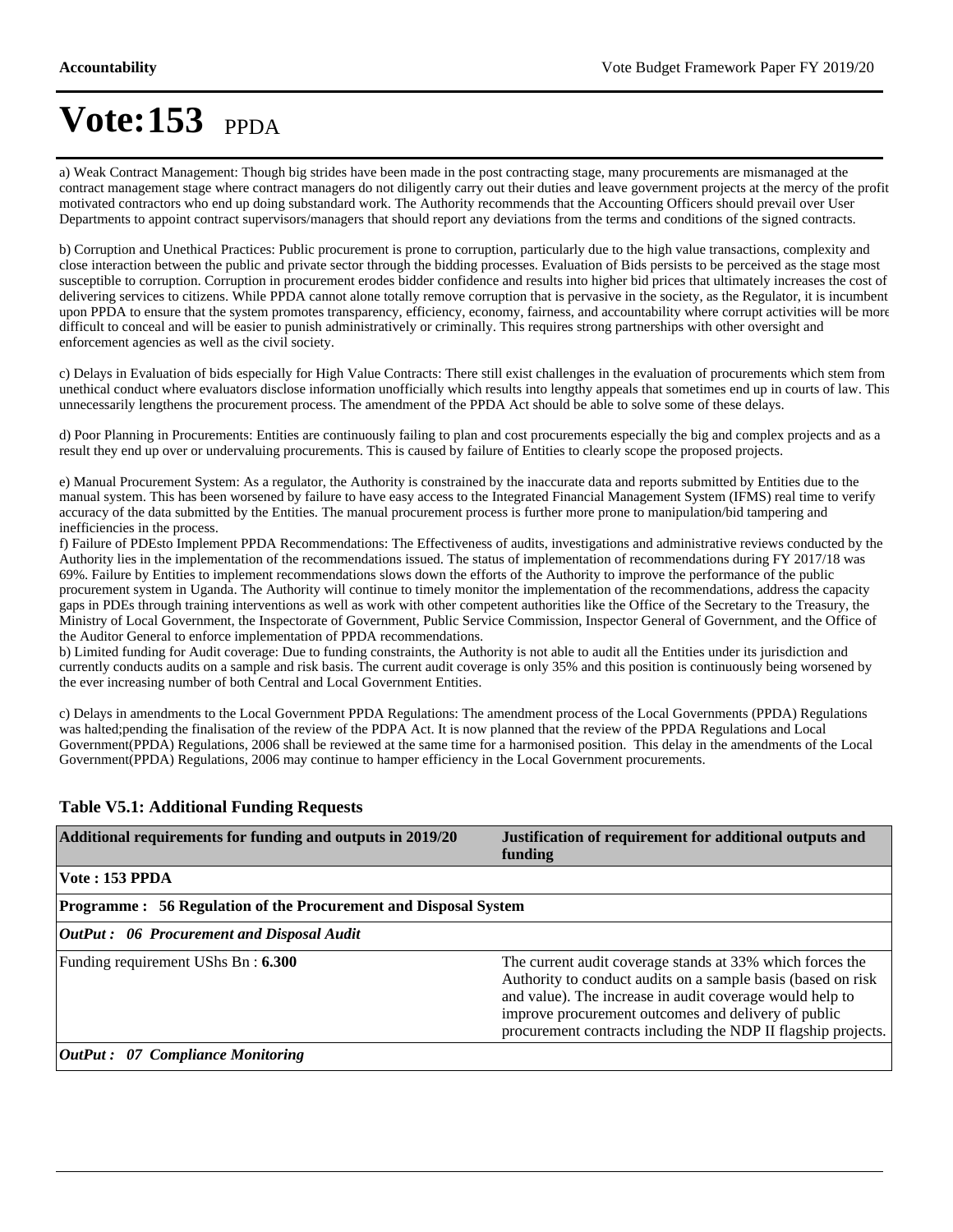# Vote:153 PPDA

a) Weak Contract Management: Though big strides have been made in the post contracting stage, many procurements are mismanaged at the contract management stage where contract managers do not diligently carry out their duties and leave government projects at the mercy of the profit motivated contractors who end up doing substandard work. The Authority recommends that the Accounting Officers should prevail over User Departments to appoint contract supervisors/managers that should report any deviations from the terms and conditions of the signed contracts.

b) Corruption and Unethical Practices: Public procurement is prone to corruption, particularly due to the high value transactions, complexity and close interaction between the public and private sector through the bidding processes. Evaluation of Bids persists to be perceived as the stage most susceptible to corruption. Corruption in procurement erodes bidder confidence and results into higher bid prices that ultimately increases the cost of delivering services to citizens. While PPDA cannot alone totally remove corruption that is pervasive in the society, as the Regulator, it is incumbent upon PPDA to ensure that the system promotes transparency, efficiency, economy, fairness, and accountability where corrupt activities will be more difficult to conceal and will be easier to punish administratively or criminally. This requires strong partnerships with other oversight and enforcement agencies as well as the civil society.

c) Delays in Evaluation of bids especially for High Value Contracts: There still exist challenges in the evaluation of procurements which stem from unethical conduct where evaluators disclose information unofficially which results into lengthy appeals that sometimes end up in courts of law. This unnecessarily lengthens the procurement process. The amendment of the PPDA Act should be able to solve some of these delays.

d) Poor Planning in Procurements: Entities are continuously failing to plan and cost procurements especially the big and complex projects and as a result they end up over or undervaluing procurements. This is caused by failure of Entities to clearly scope the proposed projects.

e) Manual Procurement System: As a regulator, the Authority is constrained by the inaccurate data and reports submitted by Entities due to the manual system. This has been worsened by failure to have easy access to the Integrated Financial Management System (IFMS) real time to verify accuracy of the data submitted by the Entities. The manual procurement process is further more prone to manipulation/bid tampering and inefficiencies in the process.
f) Failure of PDEsto Implement PPDA Recommendations: The Effectiveness of audits, investigations and administrative reviews conducted by the Authority lies in the implementation of the recommendations issued. The status of implementation of recommendations during FY 2017/18 was 69%. Failure by Entities to implement recommendations slows down the efforts of the Authority to improve the performance of the public procurement system in Uganda. The Authority will continue to timely monitor the implementation of the recommendations, address the capacity gaps in PDEs through training interventions as well as work with other competent authorities like the Office of the Secretary to the Treasury, the Ministry of Local Government, the Inspectorate of Government, Public Service Commission, Inspector General of Government, and the Office of the Auditor General to enforce implementation of PPDA recommendations.
b) Limited funding for Audit coverage: Due to funding constraints, the Authority is not able to audit all the Entities under its jurisdiction and currently conducts audits on a sample and risk basis. The current audit coverage is only 35% and this position is continuously being worsened by the ever increasing number of both Central and Local Government Entities.

c) Delays in amendments to the Local Government PPDA Regulations: The amendment process of the Local Governments (PPDA) Regulations was halted;pending the finalisation of the review of the PDPA Act. It is now planned that the review of the PPDA Regulations and Local Government(PPDA) Regulations, 2006 shall be reviewed at the same time for a harmonised position. This delay in the amendments of the Local Government(PPDA) Regulations, 2006 may continue to hamper efficiency in the Local Government procurements.

**Table V5.1: Additional Funding Requests**

| **Additional requirements for funding and outputs in 2019/20** | **Justification of requirement for additional outputs and funding** |
|---|---|
| **Vote : 153 PPDA** | |
| **Programme : 56 Regulation of the Procurement and Disposal System** | |
| ***OutPut : 06 Procurement and Disposal Audit*** | |
| Funding requirement UShs Bn : **6.300** | The current audit coverage stands at 33% which forces the Authority to conduct audits on a sample basis (based on risk and value). The increase in audit coverage would help to improve procurement outcomes and delivery of public procurement contracts including the NDP II flagship projects. |
| ***OutPut : 07 Compliance Monitoring*** | |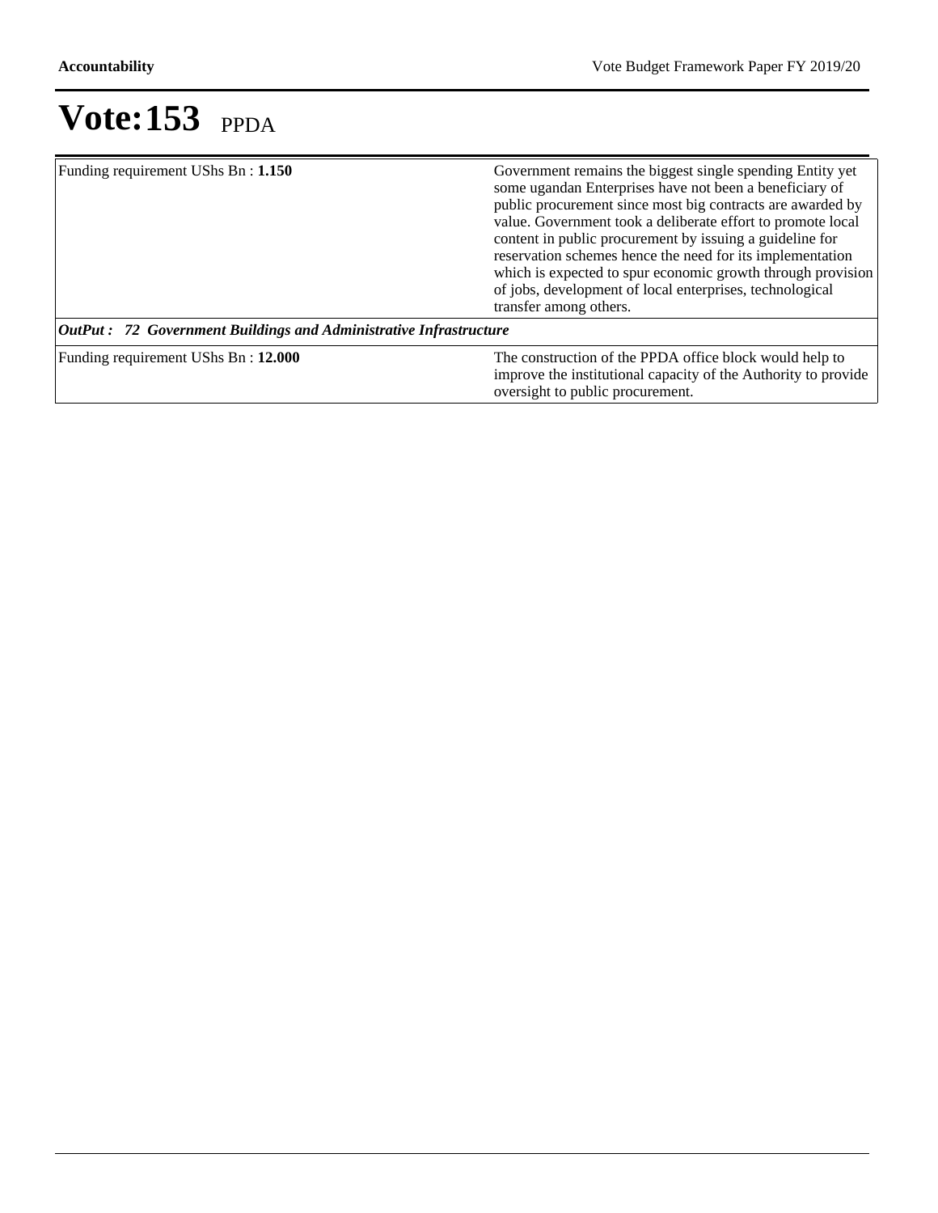# Vote:153 PPDA

| | |
|---|---|
| Funding requirement UShs Bn : **1.150** | Government remains the biggest single spending Entity yet some ugandan Enterprises have not been a beneficiary of public procurement since most big contracts are awarded by value. Government took a deliberate effort to promote local content in public procurement by issuing a guideline for reservation schemes hence the need for its implementation which is expected to spur economic growth through provision of jobs, development of local enterprises, technological transfer among others. |
| ***OutPut : 72 Government Buildings and Administrative Infrastructure*** | |
| Funding requirement UShs Bn : **12.000** | The construction of the PPDA office block would help to improve the institutional capacity of the Authority to provide oversight to public procurement. |